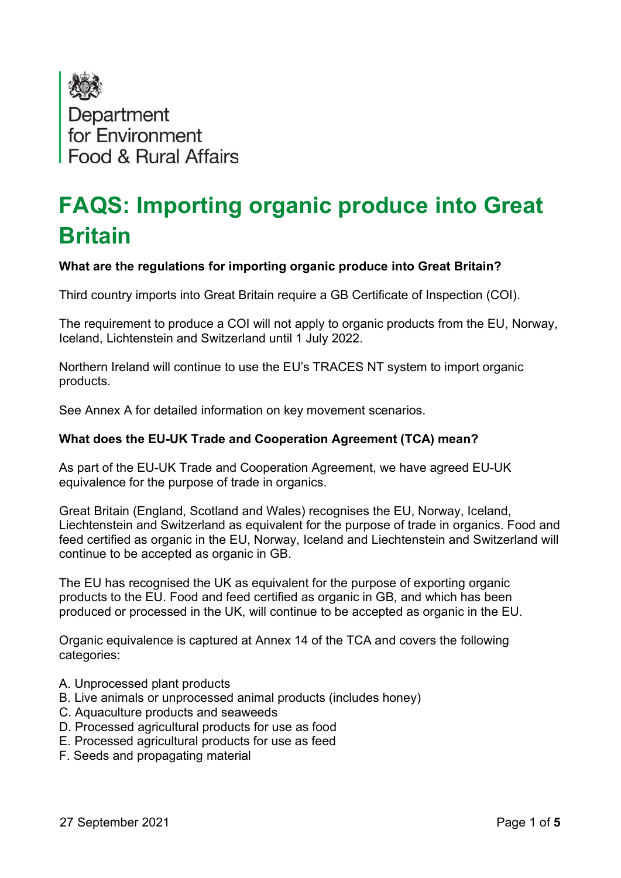Department
for Environment
Food & Rural Affairs

# FAQS: Importing organic produce into Great Britain

**What are the regulations for importing organic produce into Great Britain?**

Third country imports into Great Britain require a GB Certificate of Inspection (COI).

The requirement to produce a COI will not apply to organic products from the EU, Norway, Iceland, Lichtenstein and Switzerland until 1 July 2022.

Northern Ireland will continue to use the EU's TRACES NT system to import organic products.

See Annex A for detailed information on key movement scenarios.

**What does the EU-UK Trade and Cooperation Agreement (TCA) mean?**

As part of the EU-UK Trade and Cooperation Agreement, we have agreed EU-UK equivalence for the purpose of trade in organics.

Great Britain (England, Scotland and Wales) recognises the EU, Norway, Iceland, Liechtenstein and Switzerland as equivalent for the purpose of trade in organics. Food and feed certified as organic in the EU, Norway, Iceland and Liechtenstein and Switzerland will continue to be accepted as organic in GB.

The EU has recognised the UK as equivalent for the purpose of exporting organic products to the EU. Food and feed certified as organic in GB, and which has been produced or processed in the UK, will continue to be accepted as organic in the EU.

Organic equivalence is captured at Annex 14 of the TCA and covers the following categories:

A. Unprocessed plant products
B. Live animals or unprocessed animal products (includes honey)
C. Aquaculture products and seaweeds
D. Processed agricultural products for use as food
E. Processed agricultural products for use as feed
F. Seeds and propagating material

27 September 2021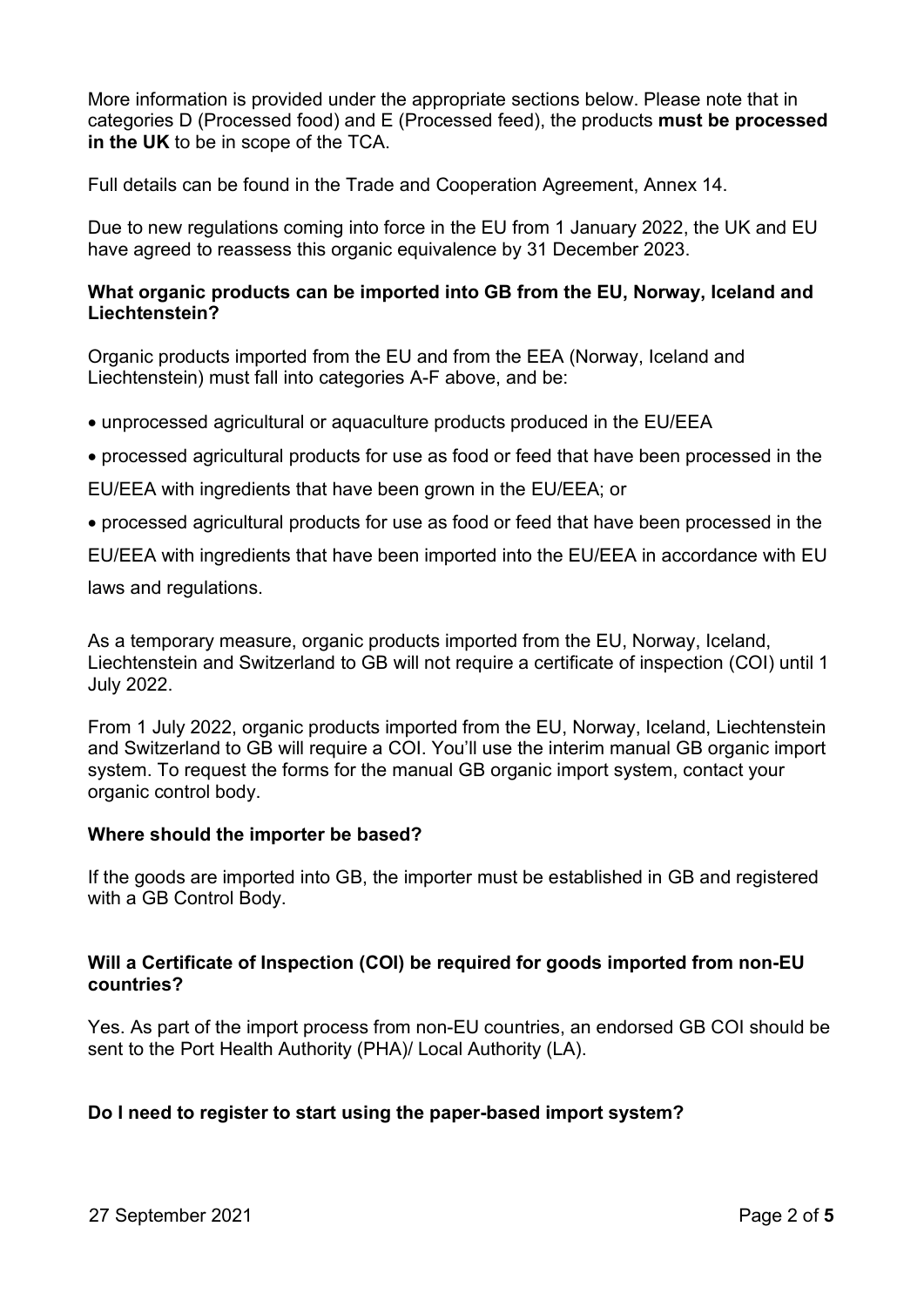More information is provided under the appropriate sections below. Please note that in categories D (Processed food) and E (Processed feed), the products **must be processed in the UK** to be in scope of the TCA.

Full details can be found in the Trade and Cooperation Agreement, Annex 14.

Due to new regulations coming into force in the EU from 1 January 2022, the UK and EU have agreed to reassess this organic equivalence by 31 December 2023.

**What organic products can be imported into GB from the EU, Norway, Iceland and Liechtenstein?**

Organic products imported from the EU and from the EEA (Norway, Iceland and Liechtenstein) must fall into categories A-F above, and be:

- unprocessed agricultural or aquaculture products produced in the EU/EEA
- processed agricultural products for use as food or feed that have been processed in the EU/EEA with ingredients that have been grown in the EU/EEA; or
- processed agricultural products for use as food or feed that have been processed in the EU/EEA with ingredients that have been imported into the EU/EEA in accordance with EU laws and regulations.

As a temporary measure, organic products imported from the EU, Norway, Iceland, Liechtenstein and Switzerland to GB will not require a certificate of inspection (COI) until 1 July 2022.

From 1 July 2022, organic products imported from the EU, Norway, Iceland, Liechtenstein and Switzerland to GB will require a COI. You'll use the interim manual GB organic import system. To request the forms for the manual GB organic import system, contact your organic control body.

**Where should the importer be based?**

If the goods are imported into GB, the importer must be established in GB and registered with a GB Control Body.

**Will a Certificate of Inspection (COI) be required for goods imported from non-EU countries?**

Yes. As part of the import process from non-EU countries, an endorsed GB COI should be sent to the Port Health Authority (PHA)/ Local Authority (LA).

**Do I need to register to start using the paper-based import system?**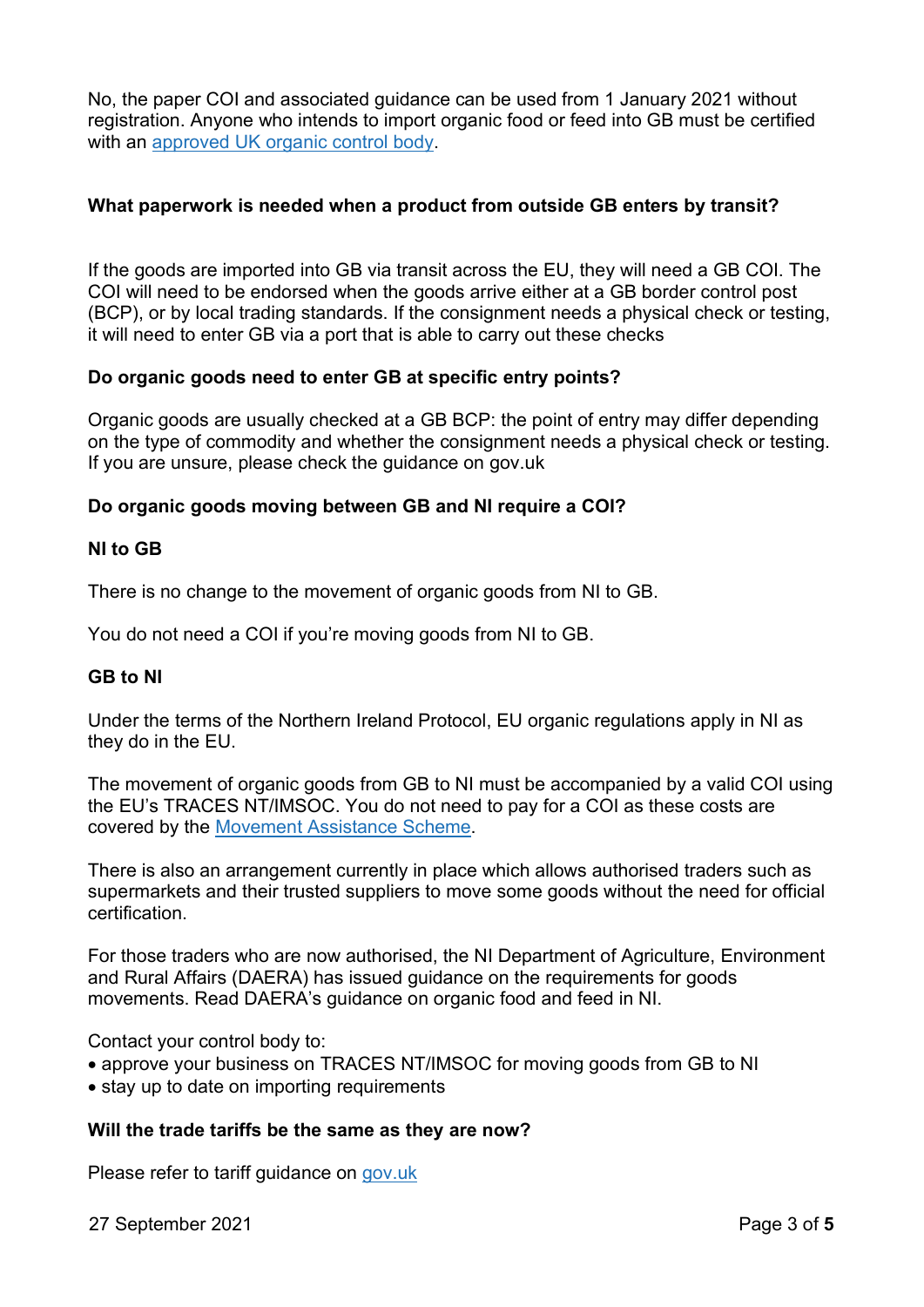No, the paper COI and associated guidance can be used from 1 January 2021 without registration. Anyone who intends to import organic food or feed into GB must be certified with an [approved UK organic control body](approved UK organic control body).

**What paperwork is needed when a product from outside GB enters by transit?**

If the goods are imported into GB via transit across the EU, they will need a GB COI. The COI will need to be endorsed when the goods arrive either at a GB border control post (BCP), or by local trading standards. If the consignment needs a physical check or testing, it will need to enter GB via a port that is able to carry out these checks

**Do organic goods need to enter GB at specific entry points?**

Organic goods are usually checked at a GB BCP: the point of entry may differ depending on the type of commodity and whether the consignment needs a physical check or testing. If you are unsure, please check the guidance on gov.uk

**Do organic goods moving between GB and NI require a COI?**

**NI to GB**

There is no change to the movement of organic goods from NI to GB.

You do not need a COI if you're moving goods from NI to GB.

**GB to NI**

Under the terms of the Northern Ireland Protocol, EU organic regulations apply in NI as they do in the EU.

The movement of organic goods from GB to NI must be accompanied by a valid COI using the EU's TRACES NT/IMSOC. You do not need to pay for a COI as these costs are covered by the Movement Assistance Scheme.

There is also an arrangement currently in place which allows authorised traders such as supermarkets and their trusted suppliers to move some goods without the need for official certification.

For those traders who are now authorised, the NI Department of Agriculture, Environment and Rural Affairs (DAERA) has issued guidance on the requirements for goods movements. Read DAERA's guidance on organic food and feed in NI.

Contact your control body to:

- approve your business on TRACES NT/IMSOC for moving goods from GB to NI
- stay up to date on importing requirements

**Will the trade tariffs be the same as they are now?**

Please refer to tariff guidance on gov.uk

27 September 2021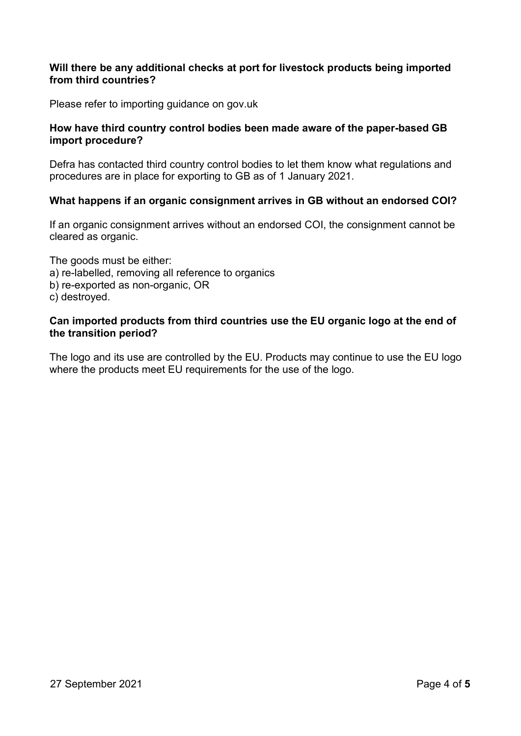**Will there be any additional checks at port for livestock products being imported from third countries?**

Please refer to importing guidance on gov.uk

**How have third country control bodies been made aware of the paper-based GB import procedure?**

Defra has contacted third country control bodies to let them know what regulations and procedures are in place for exporting to GB as of 1 January 2021.

**What happens if an organic consignment arrives in GB without an endorsed COI?**

If an organic consignment arrives without an endorsed COI, the consignment cannot be cleared as organic.

The goods must be either:
a) re-labelled, removing all reference to organics
b) re-exported as non-organic, OR
c) destroyed.

**Can imported products from third countries use the EU organic logo at the end of the transition period?**

The logo and its use are controlled by the EU. Products may continue to use the EU logo where the products meet EU requirements for the use of the logo.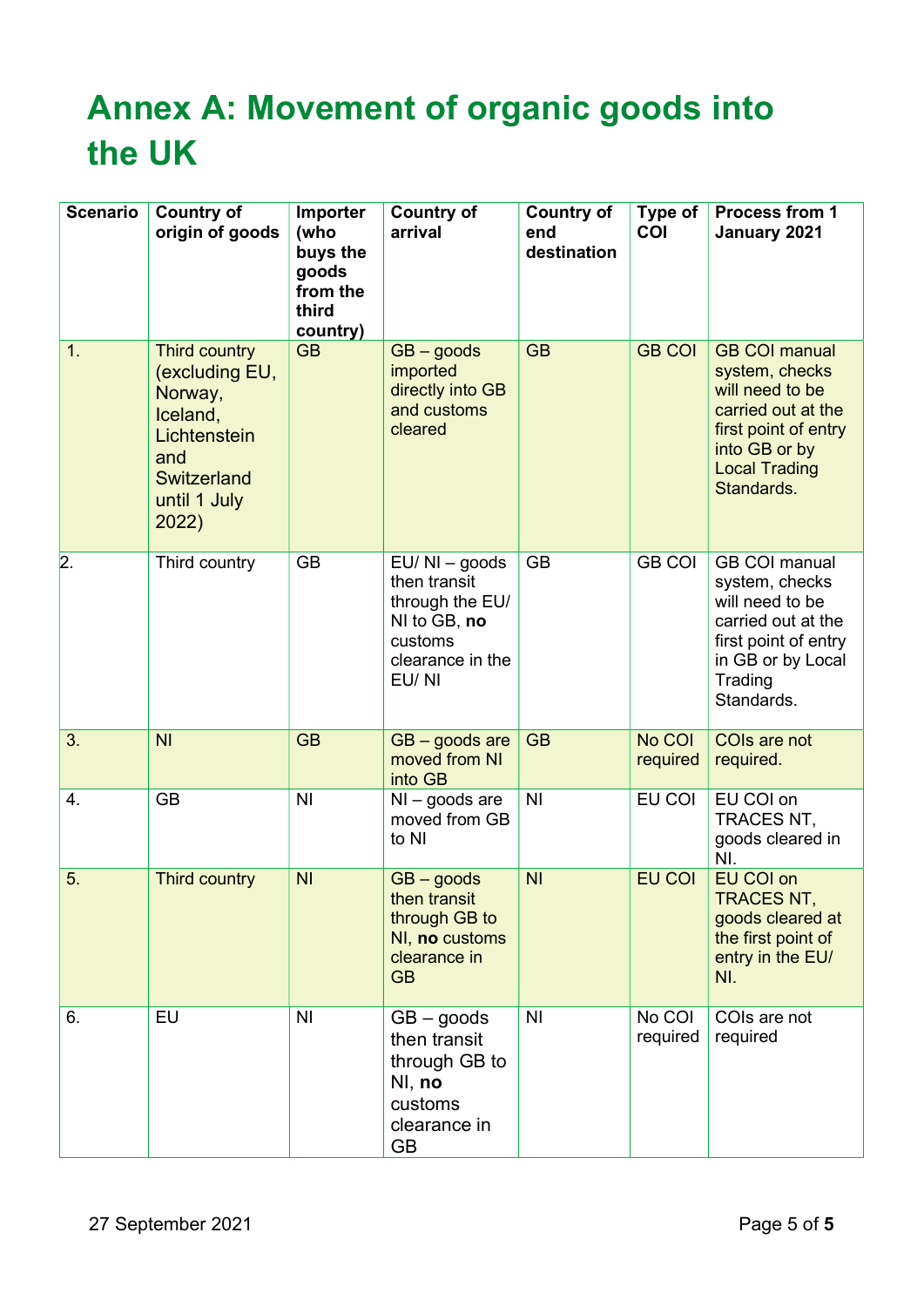# Annex A: Movement of organic goods into the UK

| Scenario | Country of origin of goods | Importer (who buys the goods from the third country) | Country of arrival | Country of end destination | Type of COI | Process from 1 January 2021 |
|---|---|---|---|---|---|---|
| 1. | Third country (excluding EU, Norway, Iceland, Lichtenstein and Switzerland until 1 July 2022) | GB | GB – goods imported directly into GB and customs cleared | GB | GB COI | GB COI manual system, checks will need to be carried out at the first point of entry into GB or by Local Trading Standards. |
| 2. | Third country | GB | EU/ NI – goods then transit through the EU/ NI to GB, **no** customs clearance in the EU/ NI | GB | GB COI | GB COI manual system, checks will need to be carried out at the first point of entry in GB or by Local Trading Standards. |
| 3. | NI | GB | GB – goods are moved from NI into GB | GB | No COI required | COIs are not required. |
| 4. | GB | NI | NI – goods are moved from GB to NI | NI | EU COI | EU COI on TRACES NT, goods cleared in NI. |
| 5. | Third country | NI | GB – goods then transit through GB to NI, **no** customs clearance in GB | NI | EU COI | EU COI on TRACES NT, goods cleared at the first point of entry in the EU/ NI. |
| 6. | EU | NI | GB – goods then transit through GB to NI, **no** customs clearance in GB | NI | No COI required | COIs are not required |

27 September 2021